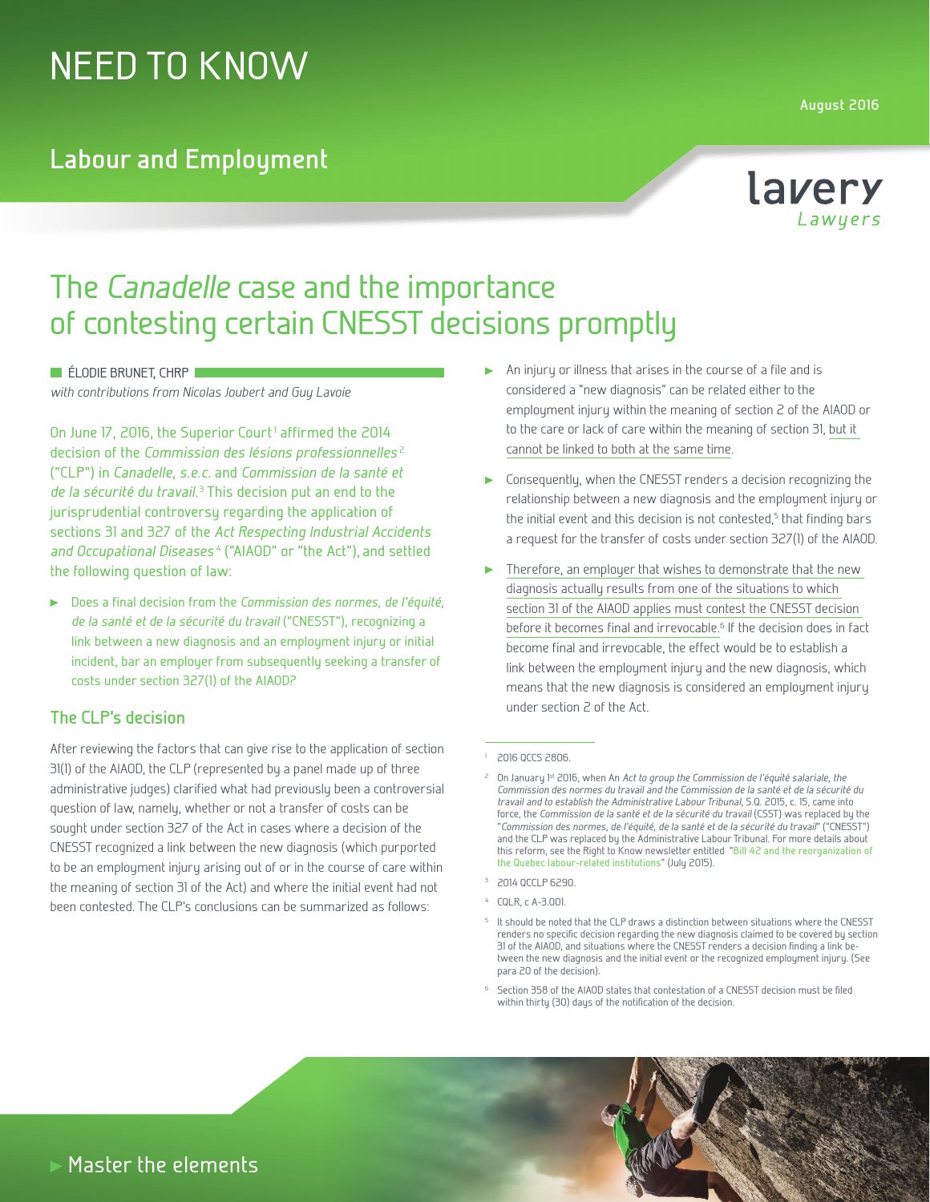# NEED TO KNOW

August 2016

## Labour and Employment

# The *Canadelle* case and the importance of contesting certain CNESST decisions promptly

ÉLODIE BRUNET, CHRP
*with contributions from Nicolas Joubert and Guy Lavoie*

On June 17, 2016, the Superior Court[1] affirmed the 2014 decision of the *Commission des lésions professionnelles*[2] ("CLP") in *Canadelle, s.e.c.* and *Commission de la santé et de la sécurité du travail*.[3] This decision put an end to the jurisprudential controversy regarding the application of sections 31 and 327 of the *Act Respecting Industrial Accidents and Occupational Diseases*[4] ("AIAOD" or "the Act"), and settled the following question of law:

- Does a final decision from the *Commission des normes, de l'équité, de la santé et de la sécurité du travail* ("CNESST"), recognizing a link between a new diagnosis and an employment injury or initial incident, bar an employer from subsequently seeking a transfer of costs under section 327(1) of the AIAOD?

## The CLP's decision

After reviewing the factors that can give rise to the application of section 31(1) of the AIAOD, the CLP (represented by a panel made up of three administrative judges) clarified what had previously been a controversial question of law, namely, whether or not a transfer of costs can be sought under section 327 of the Act in cases where a decision of the CNESST recognized a link between the new diagnosis (which purported to be an employment injury arising out of or in the course of care within the meaning of section 31 of the Act) and where the initial event had not been contested. The CLP's conclusions can be summarized as follows:

- An injury or illness that arises in the course of a file and is considered a "new diagnosis" can be related either to the employment injury within the meaning of section 2 of the AIAOD or to the care or lack of care within the meaning of section 31, but it cannot be linked to both at the same time.
- Consequently, when the CNESST renders a decision recognizing the relationship between a new diagnosis and the employment injury or the initial event and this decision is not contested,[5] that finding bars a request for the transfer of costs under section 327(1) of the AIAOD.
- Therefore, an employer that wishes to demonstrate that the new diagnosis actually results from one of the situations to which section 31 of the AIAOD applies must contest the CNESST decision before it becomes final and irrevocable.[6] If the decision does in fact become final and irrevocable, the effect would be to establish a link between the employment injury and the new diagnosis, which means that the new diagnosis is considered an employment injury under section 2 of the Act.

---

[1] 2016 QCCS 2806.

[2] On January 1st 2016, when An *Act to group the Commission de l'équité salariale, the Commission des normes du travail and the Commission de la santé et de la sécurité du travail and to establish the Administrative Labour Tribunal*, S.Q. 2015, c. 15, came into force, the *Commission de la santé et de la sécurité du travail* (CSST) was replaced by the "*Commission des normes, de l'équité, de la santé et de la sécurité du travail*" ("CNESST") and the CLP was replaced by the Administrative Labour Tribunal. For more details about this reform, see the Right to Know newsletter entitled "Bill 42 and the reorganization of the Quebec labour-related institutions" (July 2015).

[3] 2014 QCCLP 6290.

[4] CQLR, c A-3.001.

[5] It should be noted that the CLP draws a distinction between situations where the CNESST renders no specific decision regarding the new diagnosis claimed to be covered by section 31 of the AIAOD, and situations where the CNESST renders a decision finding a link between the new diagnosis and the initial event or the recognized employment injury. (See para 20 of the decision).

[6] Section 358 of the AIAOD states that contestation of a CNESST decision must be filed within thirty (30) days of the notification of the decision.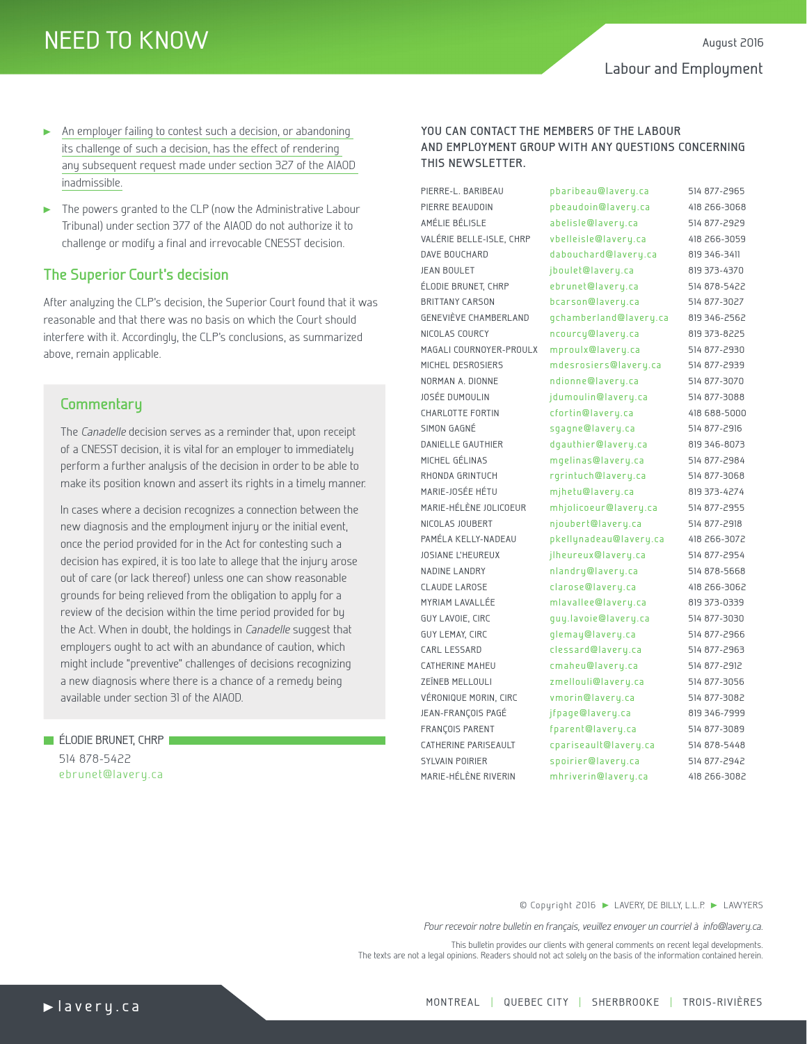- An employer failing to contest such a decision, or abandoning its challenge of such a decision, has the effect of rendering any subsequent request made under section 327 of the AIAOD inadmissible.
- The powers granted to the CLP (now the Administrative Labour Tribunal) under section 377 of the AIAOD do not authorize it to challenge or modify a final and irrevocable CNESST decision.

## The Superior Court's decision

After analyzing the CLP's decision, the Superior Court found that it was reasonable and that there was no basis on which the Court should interfere with it. Accordingly, the CLP's conclusions, as summarized above, remain applicable.

## Commentary

The *Canadelle* decision serves as a reminder that, upon receipt of a CNESST decision, it is vital for an employer to immediately perform a further analysis of the decision in order to be able to make its position known and assert its rights in a timely manner.

In cases where a decision recognizes a connection between the new diagnosis and the employment injury or the initial event, once the period provided for in the Act for contesting such a decision has expired, it is too late to allege that the injury arose out of care (or lack thereof) unless one can show reasonable grounds for being relieved from the obligation to apply for a review of the decision within the time period provided for by the Act. When in doubt, the holdings in *Canadelle* suggest that employers ought to act with an abundance of caution, which might include "preventive" challenges of decisions recognizing a new diagnosis where there is a chance of a remedy being available under section 31 of the AIAOD.

ÉLODIE BRUNET, CHRP
514 878-5422
ebrunet@lavery.ca

**YOU CAN CONTACT THE MEMBERS OF THE LABOUR AND EMPLOYMENT GROUP WITH ANY QUESTIONS CONCERNING THIS NEWSLETTER.**

| | | |
|---|---|---|
| PIERRE-L. BARIBEAU | pbaribeau@lavery.ca | 514 877-2965 |
| PIERRE BEAUDOIN | pbeaudoin@lavery.ca | 418 266-3068 |
| AMÉLIE BÉLISLE | abelisle@lavery.ca | 514 877-2929 |
| VALÉRIE BELLE-ISLE, CHRP | vbelleisle@lavery.ca | 418 266-3059 |
| DAVE BOUCHARD | dabouchard@lavery.ca | 819 346-3411 |
| JEAN BOULET | jboulet@lavery.ca | 819 373-4370 |
| ÉLODIE BRUNET, CHRP | ebrunet@lavery.ca | 514 878-5422 |
| BRITTANY CARSON | bcarson@lavery.ca | 514 877-3027 |
| GENEVIÈVE CHAMBERLAND | gchamberland@lavery.ca | 819 346-2562 |
| NICOLAS COURCY | ncourcy@lavery.ca | 819 373-8225 |
| MAGALI COURNOYER-PROULX | mproulx@lavery.ca | 514 877-2930 |
| MICHEL DESROSIERS | mdesrosiers@lavery.ca | 514 877-2939 |
| NORMAN A. DIONNE | ndionne@lavery.ca | 514 877-3070 |
| JOSÉE DUMOULIN | jdumoulin@lavery.ca | 514 877-3088 |
| CHARLOTTE FORTIN | cfortin@lavery.ca | 418 688-5000 |
| SIMON GAGNÉ | sgagne@lavery.ca | 514 877-2916 |
| DANIELLE GAUTHIER | dgauthier@lavery.ca | 819 346-8073 |
| MICHEL GÉLINAS | mgelinas@lavery.ca | 514 877-2984 |
| RHONDA GRINTUCH | rgrintuch@lavery.ca | 514 877-3068 |
| MARIE-JOSÉE HÉTU | mjhetu@lavery.ca | 819 373-4274 |
| MARIE-HÉLÈNE JOLICOEUR | mhjolicoeur@lavery.ca | 514 877-2955 |
| NICOLAS JOUBERT | njoubert@lavery.ca | 514 877-2918 |
| PAMÉLA KELLY-NADEAU | pkellynadeau@lavery.ca | 418 266-3072 |
| JOSIANE L'HEUREUX | jlheureux@lavery.ca | 514 877-2954 |
| NADINE LANDRY | nlandry@lavery.ca | 514 878-5668 |
| CLAUDE LAROSE | clarose@lavery.ca | 418 266-3062 |
| MYRIAM LAVALLÉE | mlavallee@lavery.ca | 819 373-0339 |
| GUY LAVOIE, CIRC | guy.lavoie@lavery.ca | 514 877-3030 |
| GUY LEMAY, CIRC | glemay@lavery.ca | 514 877-2966 |
| CARL LESSARD | clessard@lavery.ca | 514 877-2963 |
| CATHERINE MAHEU | cmaheu@lavery.ca | 514 877-2912 |
| ZEÏNEB MELLOULI | zmellouli@lavery.ca | 514 877-3056 |
| VÉRONIQUE MORIN, CIRC | vmorin@lavery.ca | 514 877-3082 |
| JEAN-FRANÇOIS PAGÉ | jfpage@lavery.ca | 819 346-7999 |
| FRANÇOIS PARENT | fparent@lavery.ca | 514 877-3089 |
| CATHERINE PARISEAULT | cpariseault@lavery.ca | 514 878-5448 |
| SYLVAIN POIRIER | spoirier@lavery.ca | 514 877-2942 |
| MARIE-HÉLÈNE RIVERIN | mhriverin@lavery.ca | 418 266-3082 |

© Copyright 2016 ► LAVERY, DE BILLY, L.L.P. ► LAWYERS

*Pour recevoir notre bulletin en français, veuillez envoyer un courriel à info@lavery.ca.*

This bulletin provides our clients with general comments on recent legal developments. The texts are not a legal opinions. Readers should not act solely on the basis of the information contained herein.